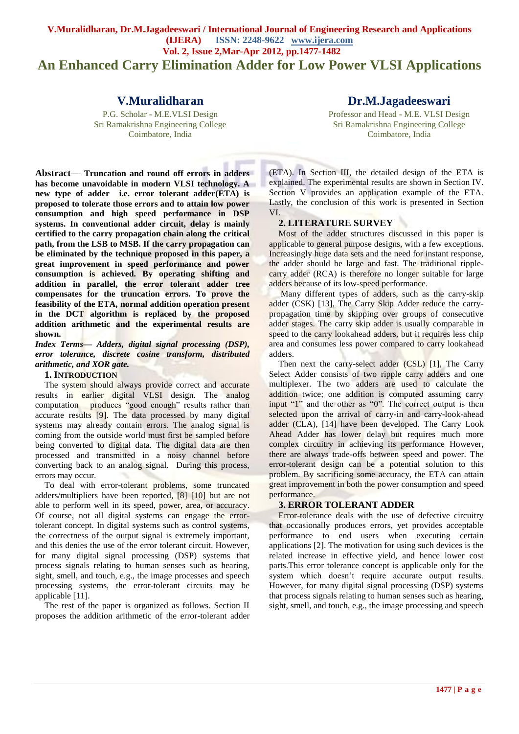# An Enhanced Carry Elimination Adder for Low Power VLSI Applications

**V.Muralidharan**
P.G. Scholar - M.E.VLSI Design
Sri Ramakrishna Engineering College
Coimbatore, India

**Dr.M.Jagadeeswari**
Professor and Head - M.E. VLSI Design
Sri Ramakrishna Engineering College
Coimbatore, India

**Abstract— Truncation and round off errors in adders has become unavoidable in modern VLSI technology. A new type of adder i.e. error tolerant adder(ETA) is proposed to tolerate those errors and to attain low power consumption and high speed performance in DSP systems. In conventional adder circuit, delay is mainly certified to the carry propagation chain along the critical path, from the LSB to MSB. If the carry propagation can be eliminated by the technique proposed in this paper, a great improvement in speed performance and power consumption is achieved. By operating shifting and addition in parallel, the error tolerant adder tree compensates for the truncation errors. To prove the feasibility of the ETA, normal addition operation present in the DCT algorithm is replaced by the proposed addition arithmetic and the experimental results are shown.**

***Index Terms— Adders, digital signal processing (DSP), error tolerance, discrete cosine transform, distributed arithmetic, and XOR gate.***

## 1. INTRODUCTION

The system should always provide correct and accurate results in earlier digital VLSI design. The analog computation produces "good enough" results rather than accurate results [9]. The data processed by many digital systems may already contain errors. The analog signal is coming from the outside world must first be sampled before being converted to digital data. The digital data are then processed and transmitted in a noisy channel before converting back to an analog signal. During this process, errors may occur.

To deal with error-tolerant problems, some truncated adders/multipliers have been reported, [8] [10] but are not able to perform well in its speed, power, area, or accuracy. Of course, not all digital systems can engage the error-tolerant concept. In digital systems such as control systems, the correctness of the output signal is extremely important, and this denies the use of the error tolerant circuit. However, for many digital signal processing (DSP) systems that process signals relating to human senses such as hearing, sight, smell, and touch, e.g., the image processes and speech processing systems, the error-tolerant circuits may be applicable [11].

The rest of the paper is organized as follows. Section II proposes the addition arithmetic of the error-tolerant adder (ETA). In Section III, the detailed design of the ETA is explained. The experimental results are shown in Section IV. Section V provides an application example of the ETA. Lastly, the conclusion of this work is presented in Section VI.

## 2. LITERATURE SURVEY

Most of the adder structures discussed in this paper is applicable to general purpose designs, with a few exceptions. Increasingly huge data sets and the need for instant response, the adder should be large and fast. The traditional ripple-carry adder (RCA) is therefore no longer suitable for large adders because of its low-speed performance.

Many different types of adders, such as the carry-skip adder (CSK) [13], The Carry Skip Adder reduce the carry-propagation time by skipping over groups of consecutive adder stages. The carry skip adder is usually comparable in speed to the carry lookahead adders, but it requires less chip area and consumes less power compared to carry lookahead adders.

Then next the carry-select adder (CSL) [1], The Carry Select Adder consists of two ripple carry adders and one multiplexer. The two adders are used to calculate the addition twice; one addition is computed assuming carry input "1" and the other as "0". The correct output is then selected upon the arrival of carry-in and carry-look-ahead adder (CLA), [14] have been developed. The Carry Look Ahead Adder has lower delay but requires much more complex circuitry in achieving its performance However, there are always trade-offs between speed and power. The error-tolerant design can be a potential solution to this problem. By sacrificing some accuracy, the ETA can attain great improvement in both the power consumption and speed performance.

## 3. ERROR TOLERANT ADDER

Error-tolerance deals with the use of defective circuitry that occasionally produces errors, yet provides acceptable performance to end users when executing certain applications [2]. The motivation for using such devices is the related increase in effective yield, and hence lower cost parts.This error tolerance concept is applicable only for the system which doesn't require accurate output results. However, for many digital signal processing (DSP) systems that process signals relating to human senses such as hearing, sight, smell, and touch, e.g., the image processing and speech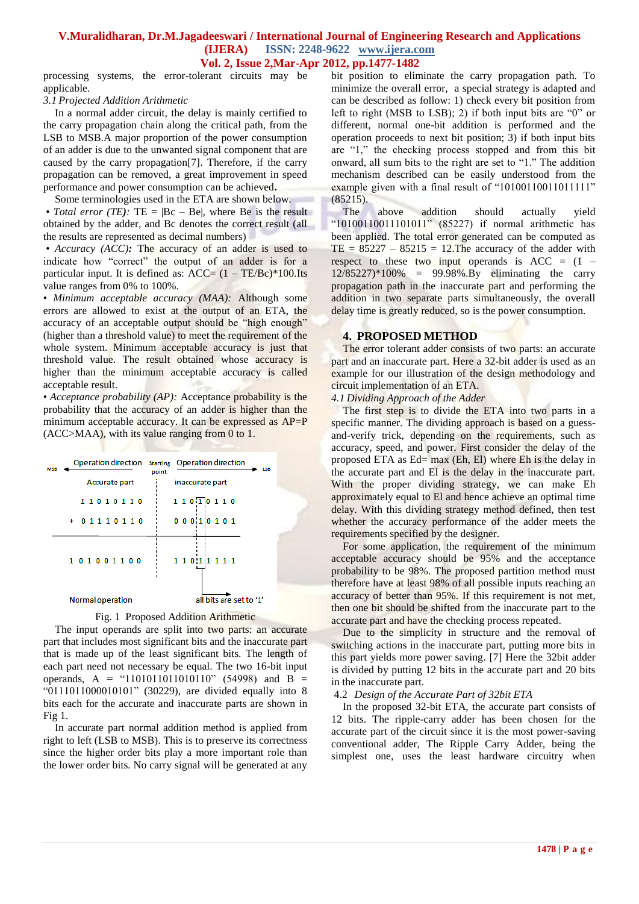processing systems, the error-tolerant circuits may be applicable.

*3.1 Projected Addition Arithmetic*

In a normal adder circuit, the delay is mainly certified to the carry propagation chain along the critical path, from the LSB to MSB.A major proportion of the power consumption of an adder is due to the unwanted signal component that are caused by the carry propagation[7]. Therefore, if the carry propagation can be removed, a great improvement in speed performance and power consumption can be achieved**.**

Some terminologies used in the ETA are shown below.

- *Total error (TE):* TE = |Bc – Be|, where Be is the result obtained by the adder, and Bc denotes the correct result (all the results are represented as decimal numbers)
- *Accuracy (ACC)**:*** The accuracy of an adder is used to indicate how "correct" the output of an adder is for a particular input. It is defined as: ACC= (1 – TE/Bc)*100.Its value ranges from 0% to 100%.
- *Minimum acceptable accuracy (MAA):* Although some errors are allowed to exist at the output of an ETA, the accuracy of an acceptable output should be "high enough" (higher than a threshold value) to meet the requirement of the whole system. Minimum acceptable accuracy is just that threshold value. The result obtained whose accuracy is higher than the minimum acceptable accuracy is called acceptable result.
- *Acceptance probability (AP):* Acceptance probability is the probability that the accuracy of an adder is higher than the minimum acceptable accuracy. It can be expressed as AP=P (ACC>MAA), with its value ranging from 0 to 1.

Fig. 1 Proposed Addition Arithmetic

The input operands are split into two parts: an accurate part that includes most significant bits and the inaccurate part that is made up of the least significant bits. The length of each part need not necessary be equal. The two 16-bit input operands, A = "1101011011010110" (54998) and B = "0111011000010101" (30229), are divided equally into 8 bits each for the accurate and inaccurate parts are shown in Fig 1.

In accurate part normal addition method is applied from right to left (LSB to MSB). This is to preserve its correctness since the higher order bits play a more important role than the lower order bits. No carry signal will be generated at any bit position to eliminate the carry propagation path. To minimize the overall error, a special strategy is adapted and can be described as follow: 1) check every bit position from left to right (MSB to LSB); 2) if both input bits are "0" or different, normal one-bit addition is performed and the operation proceeds to next bit position; 3) if both input bits are "1," the checking process stopped and from this bit onward, all sum bits to the right are set to "1." The addition mechanism described can be easily understood from the example given with a final result of "10100110011011111" (85215).

The above addition should actually yield "10100110011101011" (85227) if normal arithmetic has been applied. The total error generated can be computed as TE = 85227 – 85215 = 12.The accuracy of the adder with respect to these two input operands is ACC = (1 – 12/85227)*100% = 99.98%.By eliminating the carry propagation path in the inaccurate part and performing the addition in two separate parts simultaneously, the overall delay time is greatly reduced, so is the power consumption.

## 4. PROPOSED METHOD

The error tolerant adder consists of two parts: an accurate part and an inaccurate part. Here a 32-bit adder is used as an example for our illustration of the design methodology and circuit implementation of an ETA.

*4.1 Dividing Approach of the Adder*

The first step is to divide the ETA into two parts in a specific manner. The dividing approach is based on a guess-and-verify trick, depending on the requirements, such as accuracy, speed, and power. First consider the delay of the proposed ETA as Ed= max (Eh, El) where Eh is the delay in the accurate part and El is the delay in the inaccurate part. With the proper dividing strategy, we can make Eh approximately equal to El and hence achieve an optimal time delay. With this dividing strategy method defined, then test whether the accuracy performance of the adder meets the requirements specified by the designer.

For some application, the requirement of the minimum acceptable accuracy should be 95% and the acceptance probability to be 98%. The proposed partition method must therefore have at least 98% of all possible inputs reaching an accuracy of better than 95%. If this requirement is not met, then one bit should be shifted from the inaccurate part to the accurate part and have the checking process repeated.

Due to the simplicity in structure and the removal of switching actions in the inaccurate part, putting more bits in this part yields more power saving. [7] Here the 32bit adder is divided by putting 12 bits in the accurate part and 20 bits in the inaccurate part.

4.2 *Design of the Accurate Part of 32bit ETA*

In the proposed 32-bit ETA, the accurate part consists of 12 bits. The ripple-carry adder has been chosen for the accurate part of the circuit since it is the most power-saving conventional adder, The Ripple Carry Adder, being the simplest one, uses the least hardware circuitry when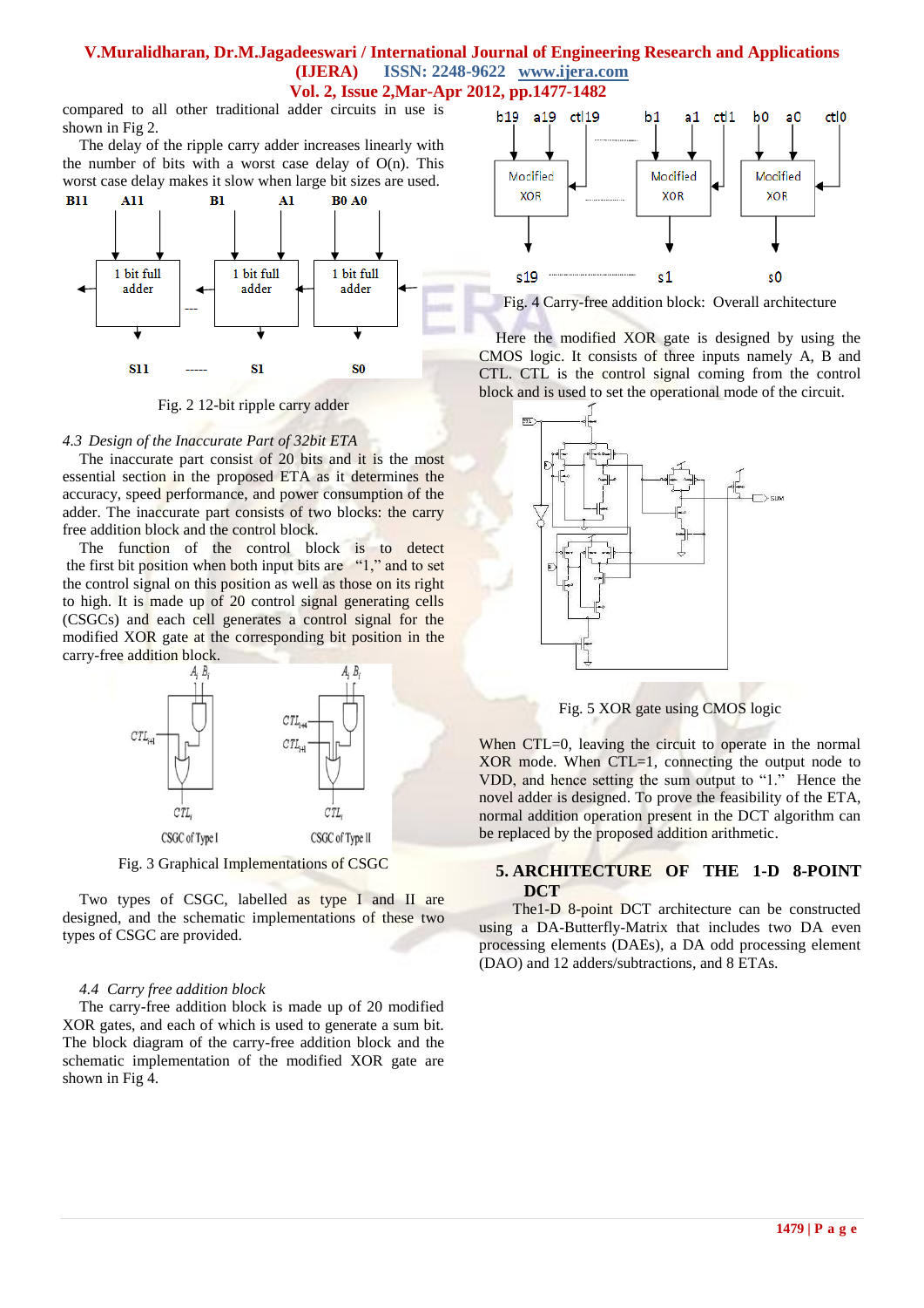compared to all other traditional adder circuits in use is shown in Fig 2.

The delay of the ripple carry adder increases linearly with the number of bits with a worst case delay of O(n). This worst case delay makes it slow when large bit sizes are used.

Fig. 2 12-bit ripple carry adder

### 4.3 Design of the Inaccurate Part of 32bit ETA

The inaccurate part consist of 20 bits and it is the most essential section in the proposed ETA as it determines the accuracy, speed performance, and power consumption of the adder. The inaccurate part consists of two blocks: the carry free addition block and the control block.

The function of the control block is to detect the first bit position when both input bits are "1," and to set the control signal on this position as well as those on its right to high. It is made up of 20 control signal generating cells (CSGCs) and each cell generates a control signal for the modified XOR gate at the corresponding bit position in the carry-free addition block.

Fig. 3 Graphical Implementations of CSGC

Two types of CSGC, labelled as type I and II are designed, and the schematic implementations of these two types of CSGC are provided.

### 4.4 Carry free addition block

The carry-free addition block is made up of 20 modified XOR gates, and each of which is used to generate a sum bit. The block diagram of the carry-free addition block and the schematic implementation of the modified XOR gate are shown in Fig 4.

Fig. 4 Carry-free addition block: Overall architecture

Here the modified XOR gate is designed by using the CMOS logic. It consists of three inputs namely A, B and CTL. CTL is the control signal coming from the control block and is used to set the operational mode of the circuit.

Fig. 5 XOR gate using CMOS logic

When CTL=0, leaving the circuit to operate in the normal XOR mode. When CTL=1, connecting the output node to VDD, and hence setting the sum output to "1." Hence the novel adder is designed. To prove the feasibility of the ETA, normal addition operation present in the DCT algorithm can be replaced by the proposed addition arithmetic.

## 5. ARCHITECTURE OF THE 1-D 8-POINT DCT

The1-D 8-point DCT architecture can be constructed using a DA-Butterfly-Matrix that includes two DA even processing elements (DAEs), a DA odd processing element (DAO) and 12 adders/subtractions, and 8 ETAs.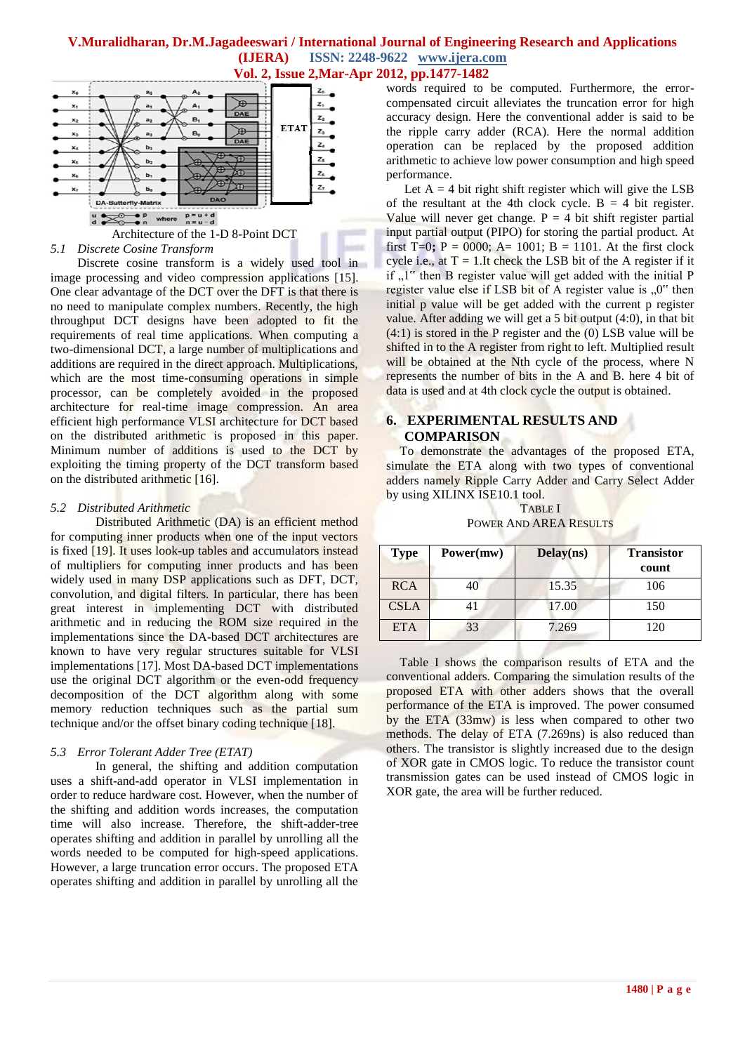Architecture of the 1-D 8-Point DCT

### *5.1 Discrete Cosine Transform*

Discrete cosine transform is a widely used tool in image processing and video compression applications [15]. One clear advantage of the DCT over the DFT is that there is no need to manipulate complex numbers. Recently, the high throughput DCT designs have been adopted to fit the requirements of real time applications. When computing a two-dimensional DCT, a large number of multiplications and additions are required in the direct approach. Multiplications, which are the most time-consuming operations in simple processor, can be completely avoided in the proposed architecture for real-time image compression. An area efficient high performance VLSI architecture for DCT based on the distributed arithmetic is proposed in this paper. Minimum number of additions is used to the DCT by exploiting the timing property of the DCT transform based on the distributed arithmetic [16].

### *5.2 Distributed Arithmetic*

Distributed Arithmetic (DA) is an efficient method for computing inner products when one of the input vectors is fixed [19]. It uses look-up tables and accumulators instead of multipliers for computing inner products and has been widely used in many DSP applications such as DFT, DCT, convolution, and digital filters. In particular, there has been great interest in implementing DCT with distributed arithmetic and in reducing the ROM size required in the implementations since the DA-based DCT architectures are known to have very regular structures suitable for VLSI implementations [17]. Most DA-based DCT implementations use the original DCT algorithm or the even-odd frequency decomposition of the DCT algorithm along with some memory reduction techniques such as the partial sum technique and/or the offset binary coding technique [18].

### *5.3 Error Tolerant Adder Tree (ETAT)*

In general, the shifting and addition computation uses a shift-and-add operator in VLSI implementation in order to reduce hardware cost. However, when the number of the shifting and addition words increases, the computation time will also increase. Therefore, the shift-adder-tree operates shifting and addition in parallel by unrolling all the words needed to be computed for high-speed applications. However, a large truncation error occurs. The proposed ETA operates shifting and addition in parallel by unrolling all the words required to be computed. Furthermore, the error-compensated circuit alleviates the truncation error for high accuracy design. Here the conventional adder is said to be the ripple carry adder (RCA). Here the normal addition operation can be replaced by the proposed addition arithmetic to achieve low power consumption and high speed performance.

Let A = 4 bit right shift register which will give the LSB of the resultant at the 4th clock cycle. B = 4 bit register. Value will never get change. P = 4 bit shift register partial input partial output (PIPO) for storing the partial product. At first T=0**;** P = 0000; A= 1001; B = 1101. At the first clock cycle i.e., at T = 1.It check the LSB bit of the A register if it if „1" then B register value will get added with the initial P register value else if LSB bit of A register value is „0" then initial p value will be get added with the current p register value. After adding we will get a 5 bit output (4:0), in that bit (4:1) is stored in the P register and the (0) LSB value will be shifted in to the A register from right to left. Multiplied result will be obtained at the Nth cycle of the process, where N represents the number of bits in the A and B. here 4 bit of data is used and at 4th clock cycle the output is obtained.

## 6. EXPERIMENTAL RESULTS AND COMPARISON

To demonstrate the advantages of the proposed ETA, simulate the ETA along with two types of conventional adders namely Ripple Carry Adder and Carry Select Adder by using XILINX ISE10.1 tool.

TABLE I
POWER AND AREA RESULTS

| Type | Power(mw) | Delay(ns) | Transistor count |
|---|---|---|---|
| RCA | 40 | 15.35 | 106 |
| CSLA | 41 | 17.00 | 150 |
| ETA | 33 | 7.269 | 120 |

Table I shows the comparison results of ETA and the conventional adders. Comparing the simulation results of the proposed ETA with other adders shows that the overall performance of the ETA is improved. The power consumed by the ETA (33mw) is less when compared to other two methods. The delay of ETA (7.269ns) is also reduced than others. The transistor is slightly increased due to the design of XOR gate in CMOS logic. To reduce the transistor count transmission gates can be used instead of CMOS logic in XOR gate, the area will be further reduced.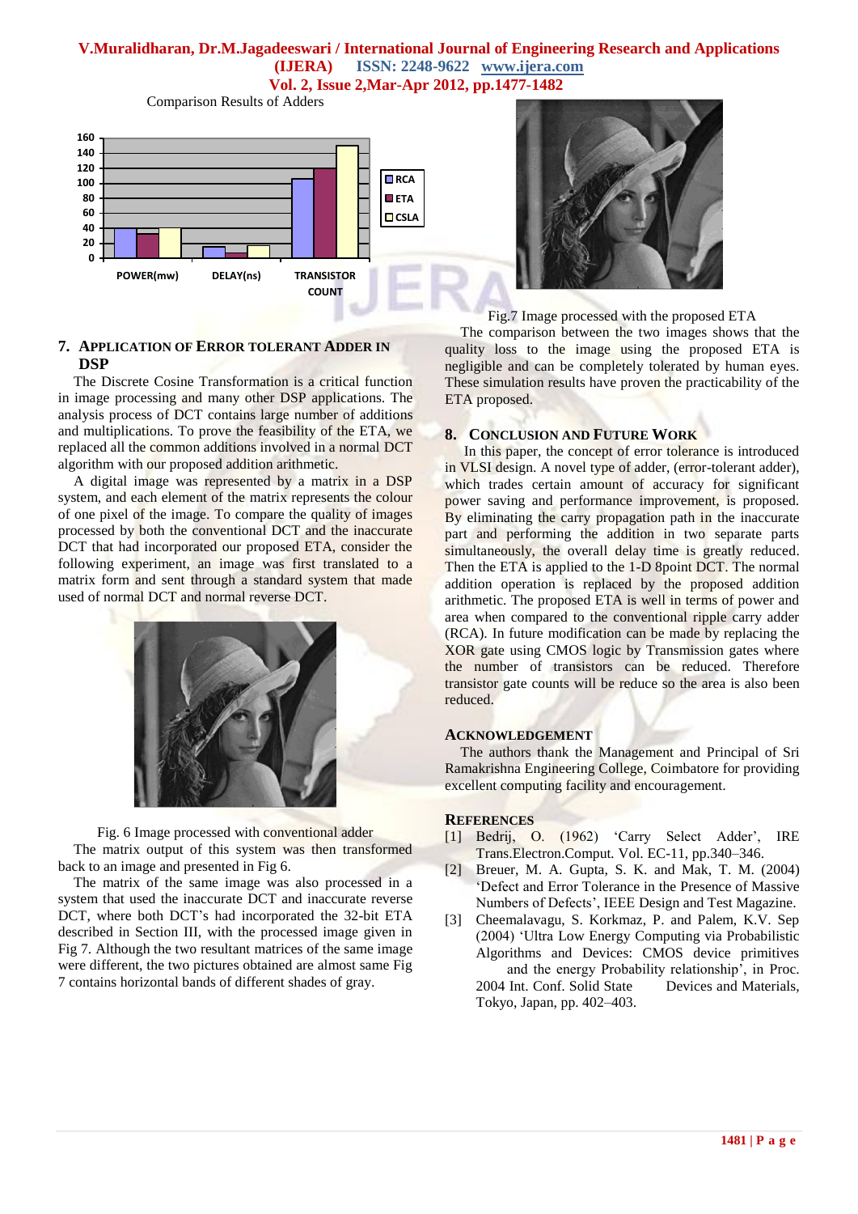Comparison Results of Adders

Fig.7 Image processed with the proposed ETA

The comparison between the two images shows that the quality loss to the image using the proposed ETA is negligible and can be completely tolerated by human eyes. These simulation results have proven the practicability of the ETA proposed.

## 7. Application of Error Tolerant Adder in DSP

The Discrete Cosine Transformation is a critical function in image processing and many other DSP applications. The analysis process of DCT contains large number of additions and multiplications. To prove the feasibility of the ETA, we replaced all the common additions involved in a normal DCT algorithm with our proposed addition arithmetic.

A digital image was represented by a matrix in a DSP system, and each element of the matrix represents the colour of one pixel of the image. To compare the quality of images processed by both the conventional DCT and the inaccurate DCT that had incorporated our proposed ETA, consider the following experiment, an image was first translated to a matrix form and sent through a standard system that made used of normal DCT and normal reverse DCT.

Fig. 6 Image processed with conventional adder

The matrix output of this system was then transformed back to an image and presented in Fig 6.

The matrix of the same image was also processed in a system that used the inaccurate DCT and inaccurate reverse DCT, where both DCT's had incorporated the 32-bit ETA described in Section III, with the processed image given in Fig 7. Although the two resultant matrices of the same image were different, the two pictures obtained are almost same Fig 7 contains horizontal bands of different shades of gray.

## 8. Conclusion and Future Work

In this paper, the concept of error tolerance is introduced in VLSI design. A novel type of adder, (error-tolerant adder), which trades certain amount of accuracy for significant power saving and performance improvement, is proposed. By eliminating the carry propagation path in the inaccurate part and performing the addition in two separate parts simultaneously, the overall delay time is greatly reduced. Then the ETA is applied to the 1-D 8point DCT. The normal addition operation is replaced by the proposed addition arithmetic. The proposed ETA is well in terms of power and area when compared to the conventional ripple carry adder (RCA). In future modification can be made by replacing the XOR gate using CMOS logic by Transmission gates where the number of transistors can be reduced. Therefore transistor gate counts will be reduce so the area is also been reduced.

## Acknowledgement

The authors thank the Management and Principal of Sri Ramakrishna Engineering College, Coimbatore for providing excellent computing facility and encouragement.

## References

[1] Bedrij, O. (1962) 'Carry Select Adder', IRE Trans.Electron.Comput. Vol. EC-11, pp.340–346.

[2] Breuer, M. A. Gupta, S. K. and Mak, T. M. (2004) 'Defect and Error Tolerance in the Presence of Massive Numbers of Defects', IEEE Design and Test Magazine.

[3] Cheemalavagu, S. Korkmaz, P. and Palem, K.V. Sep (2004) 'Ultra Low Energy Computing via Probabilistic Algorithms and Devices: CMOS device primitives and the energy Probability relationship', in Proc. 2004 Int. Conf. Solid State Devices and Materials, Tokyo, Japan, pp. 402–403.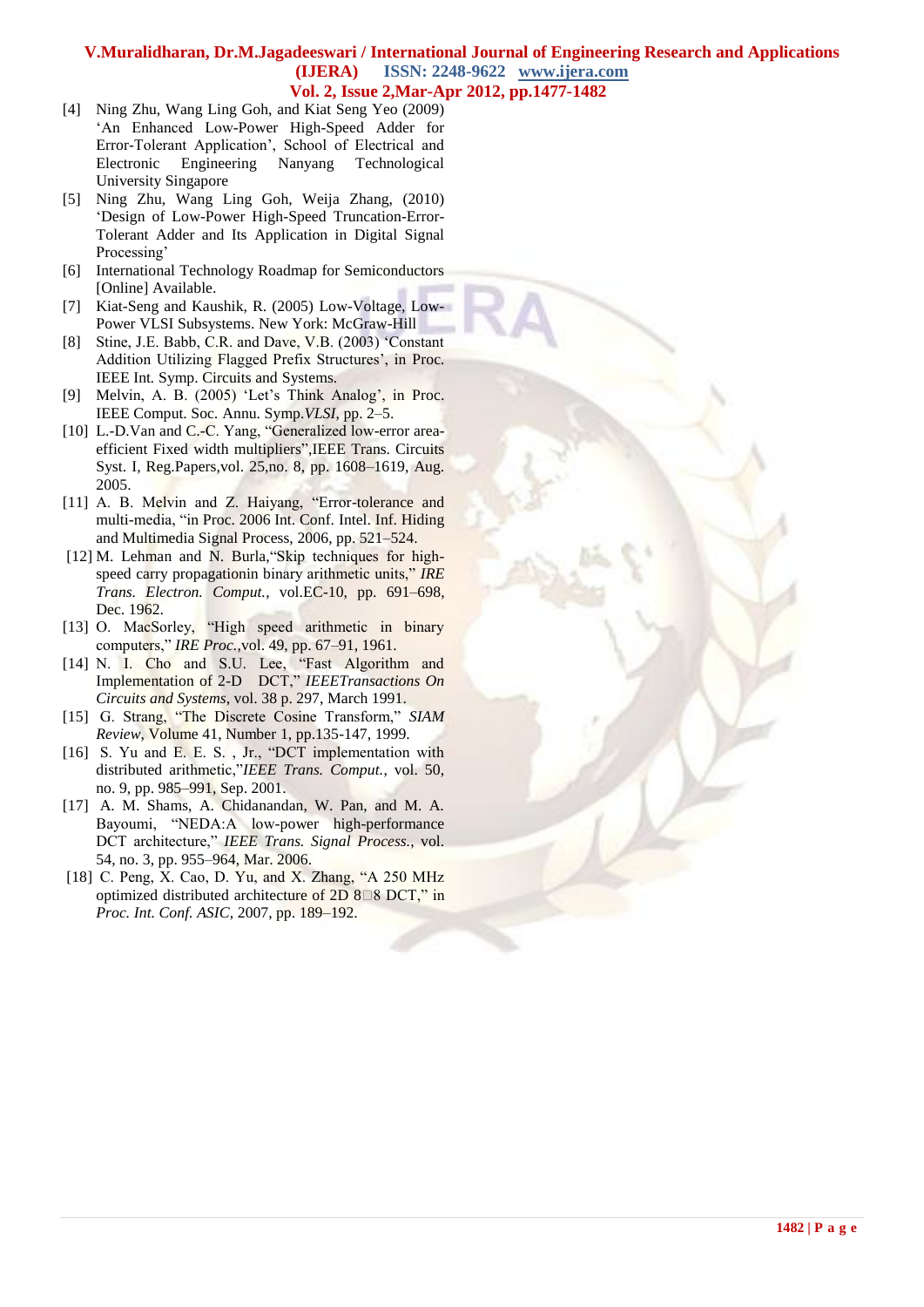[4] Ning Zhu, Wang Ling Goh, and Kiat Seng Yeo (2009) 'An Enhanced Low-Power High-Speed Adder for Error-Tolerant Application', School of Electrical and Electronic Engineering Nanyang Technological University Singapore

[5] Ning Zhu, Wang Ling Goh, Weija Zhang, (2010) 'Design of Low-Power High-Speed Truncation-Error-Tolerant Adder and Its Application in Digital Signal Processing'

[6] International Technology Roadmap for Semiconductors [Online] Available.

[7] Kiat-Seng and Kaushik, R. (2005) Low-Voltage, Low-Power VLSI Subsystems. New York: McGraw-Hill

[8] Stine, J.E. Babb, C.R. and Dave, V.B. (2003) 'Constant Addition Utilizing Flagged Prefix Structures', in Proc. IEEE Int. Symp. Circuits and Systems.

[9] Melvin, A. B. (2005) 'Let's Think Analog', in Proc. IEEE Comput. Soc. Annu. Symp.*VLSI*, pp. 2–5.

[10] L.-D.Van and C.-C. Yang, "Generalized low-error area-efficient Fixed width multipliers",IEEE Trans. Circuits Syst. I, Reg.Papers,vol. 25,no. 8, pp. 1608–1619, Aug. 2005.

[11] A. B. Melvin and Z. Haiyang, "Error-tolerance and multi-media, "in Proc. 2006 Int. Conf. Intel. Inf. Hiding and Multimedia Signal Process, 2006, pp. 521–524.

[12] M. Lehman and N. Burla,"Skip techniques for high-speed carry propagationin binary arithmetic units," *IRE Trans. Electron. Comput.*, vol.EC-10, pp. 691–698, Dec. 1962.

[13] O. MacSorley, "High speed arithmetic in binary computers," *IRE Proc.*,vol. 49, pp. 67–91, 1961.

[14] N. I. Cho and S.U. Lee, "Fast Algorithm and Implementation of 2-D DCT," *IEEETransactions On Circuits and Systems*, vol. 38 p. 297, March 1991.

[15] G. Strang, "The Discrete Cosine Transform," *SIAM Review*, Volume 41, Number 1, pp.135-147, 1999.

[16] S. Yu and E. E. S. , Jr., "DCT implementation with distributed arithmetic,"*IEEE Trans. Comput.*, vol. 50, no. 9, pp. 985–991, Sep. 2001.

[17] A. M. Shams, A. Chidanandan, W. Pan, and M. A. Bayoumi, "NEDA:A low-power high-performance DCT architecture," *IEEE Trans. Signal Process.*, vol. 54, no. 3, pp. 955–964, Mar. 2006.

[18] C. Peng, X. Cao, D. Yu, and X. Zhang, "A 250 MHz optimized distributed architecture of 2D 8□8 DCT," in *Proc. Int. Conf. ASIC*, 2007, pp. 189–192.